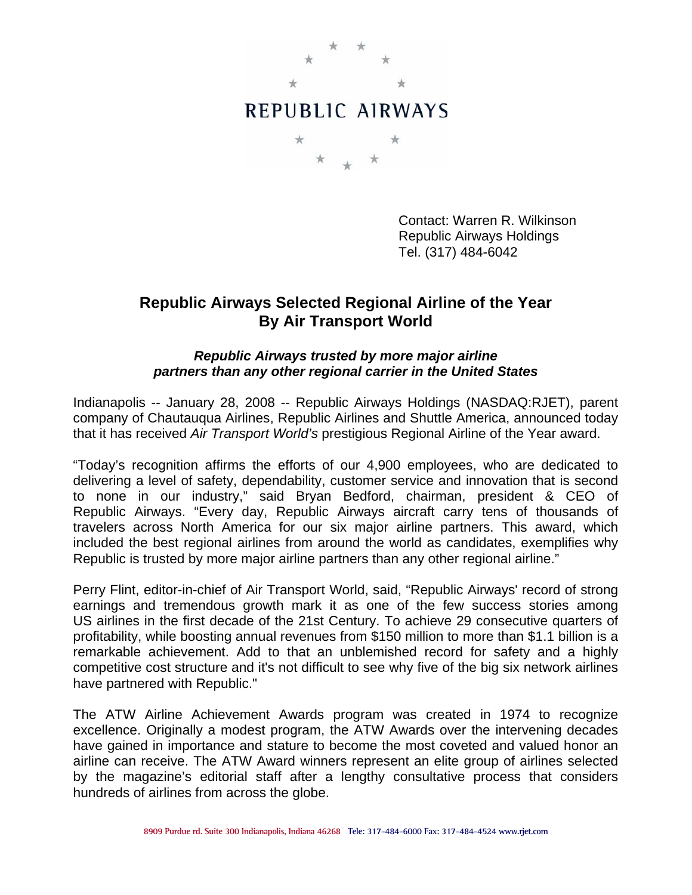REPUBLIC AIRWAYS

Contact: Warren R. Wilkinson
Republic Airways Holdings
Tel. (317) 484-6042

# Republic Airways Selected Regional Airline of the Year By Air Transport World

***Republic Airways trusted by more major airline partners than any other regional carrier in the United States***

Indianapolis -- January 28, 2008 -- Republic Airways Holdings (NASDAQ:RJET), parent company of Chautauqua Airlines, Republic Airlines and Shuttle America, announced today that it has received *Air Transport World's* prestigious Regional Airline of the Year award.

"Today's recognition affirms the efforts of our 4,900 employees, who are dedicated to delivering a level of safety, dependability, customer service and innovation that is second to none in our industry," said Bryan Bedford, chairman, president & CEO of Republic Airways. "Every day, Republic Airways aircraft carry tens of thousands of travelers across North America for our six major airline partners. This award, which included the best regional airlines from around the world as candidates, exemplifies why Republic is trusted by more major airline partners than any other regional airline."

Perry Flint, editor-in-chief of Air Transport World, said, "Republic Airways' record of strong earnings and tremendous growth mark it as one of the few success stories among US airlines in the first decade of the 21st Century. To achieve 29 consecutive quarters of profitability, while boosting annual revenues from $150 million to more than $1.1 billion is a remarkable achievement. Add to that an unblemished record for safety and a highly competitive cost structure and it's not difficult to see why five of the big six network airlines have partnered with Republic."

The ATW Airline Achievement Awards program was created in 1974 to recognize excellence. Originally a modest program, the ATW Awards over the intervening decades have gained in importance and stature to become the most coveted and valued honor an airline can receive. The ATW Award winners represent an elite group of airlines selected by the magazine's editorial staff after a lengthy consultative process that considers hundreds of airlines from across the globe.

8909 Purdue rd. Suite 300 Indianapolis, Indiana 46268 Tele: 317-484-6000 Fax: 317-484-4524 www.rjet.com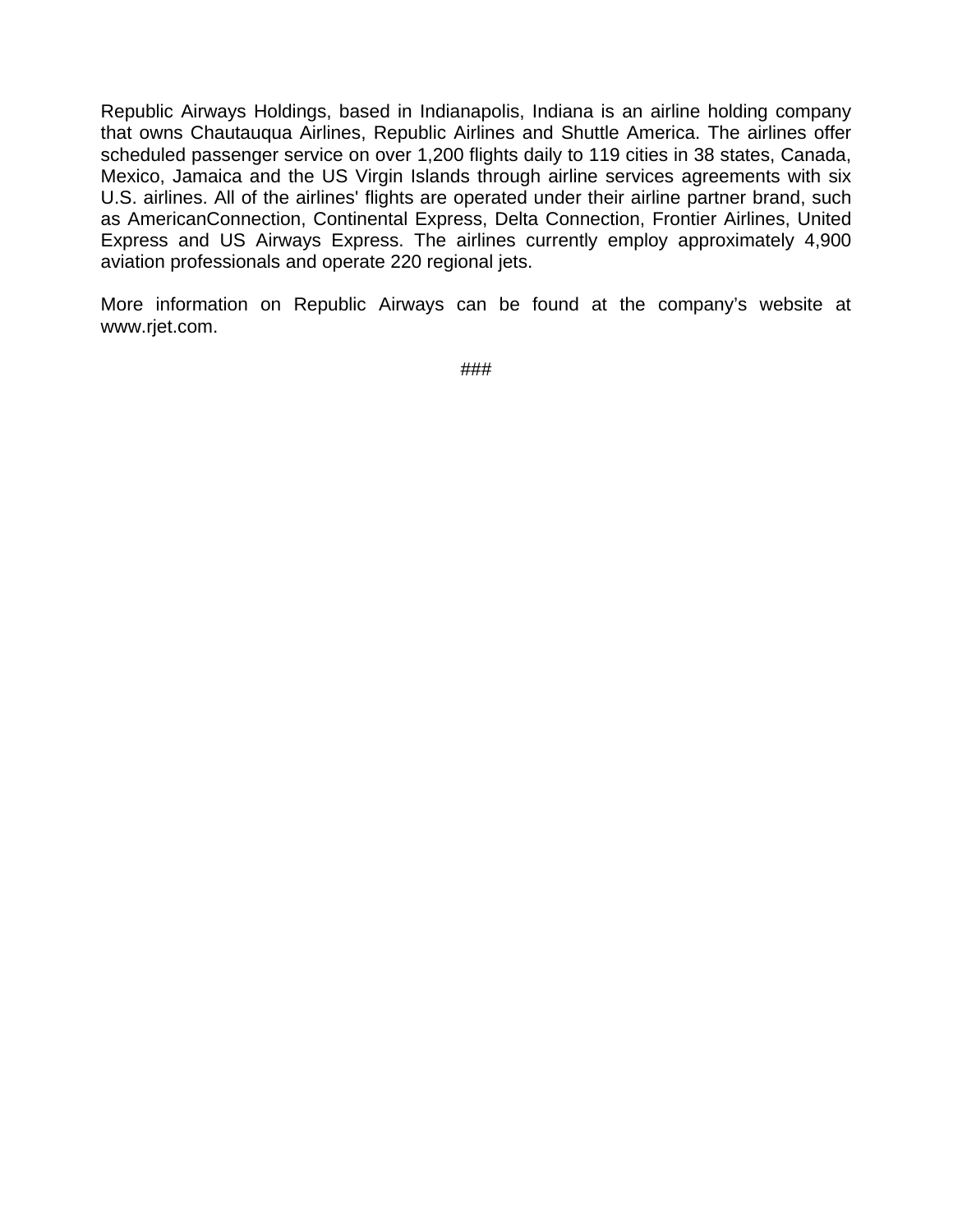Republic Airways Holdings, based in Indianapolis, Indiana is an airline holding company that owns Chautauqua Airlines, Republic Airlines and Shuttle America. The airlines offer scheduled passenger service on over 1,200 flights daily to 119 cities in 38 states, Canada, Mexico, Jamaica and the US Virgin Islands through airline services agreements with six U.S. airlines. All of the airlines' flights are operated under their airline partner brand, such as AmericanConnection, Continental Express, Delta Connection, Frontier Airlines, United Express and US Airways Express. The airlines currently employ approximately 4,900 aviation professionals and operate 220 regional jets.

More information on Republic Airways can be found at the company's website at www.rjet.com.

###